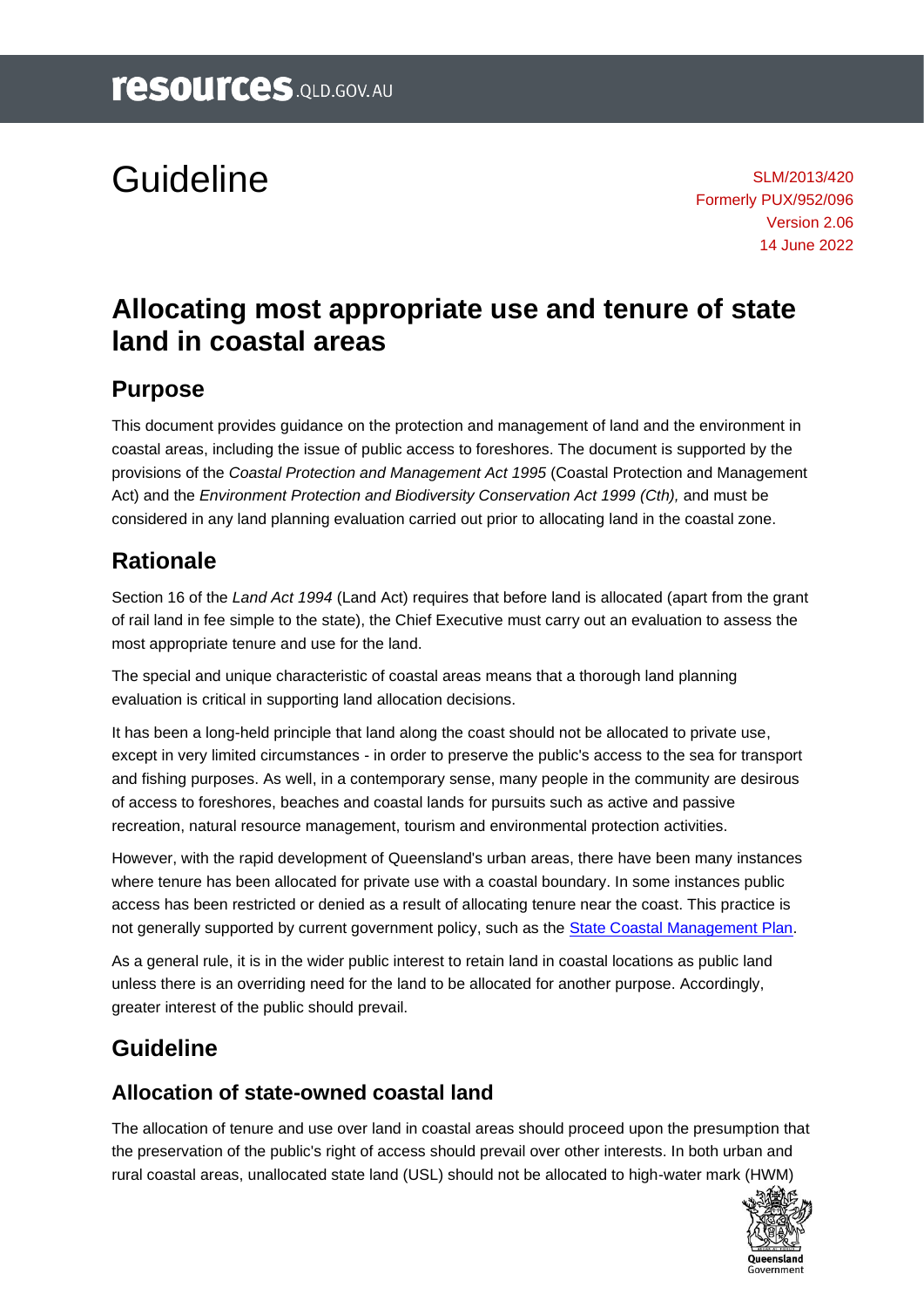# Guideline

SLM/2013/420
Formerly PUX/952/096
Version 2.06
14 June 2022

# Allocating most appropriate use and tenure of state land in coastal areas

## Purpose

This document provides guidance on the protection and management of land and the environment in coastal areas, including the issue of public access to foreshores. The document is supported by the provisions of the *Coastal Protection and Management Act 1995* (Coastal Protection and Management Act) and the *Environment Protection and Biodiversity Conservation Act 1999 (Cth),* and must be considered in any land planning evaluation carried out prior to allocating land in the coastal zone.

## Rationale

Section 16 of the *Land Act 1994* (Land Act) requires that before land is allocated (apart from the grant of rail land in fee simple to the state), the Chief Executive must carry out an evaluation to assess the most appropriate tenure and use for the land.

The special and unique characteristic of coastal areas means that a thorough land planning evaluation is critical in supporting land allocation decisions.

It has been a long-held principle that land along the coast should not be allocated to private use, except in very limited circumstances - in order to preserve the public's access to the sea for transport and fishing purposes. As well, in a contemporary sense, many people in the community are desirous of access to foreshores, beaches and coastal lands for pursuits such as active and passive recreation, natural resource management, tourism and environmental protection activities.

However, with the rapid development of Queensland's urban areas, there have been many instances where tenure has been allocated for private use with a coastal boundary. In some instances public access has been restricted or denied as a result of allocating tenure near the coast. This practice is not generally supported by current government policy, such as the State Coastal Management Plan.

As a general rule, it is in the wider public interest to retain land in coastal locations as public land unless there is an overriding need for the land to be allocated for another purpose. Accordingly, greater interest of the public should prevail.

## Guideline

### Allocation of state-owned coastal land

The allocation of tenure and use over land in coastal areas should proceed upon the presumption that the preservation of the public's right of access should prevail over other interests. In both urban and rural coastal areas, unallocated state land (USL) should not be allocated to high-water mark (HWM)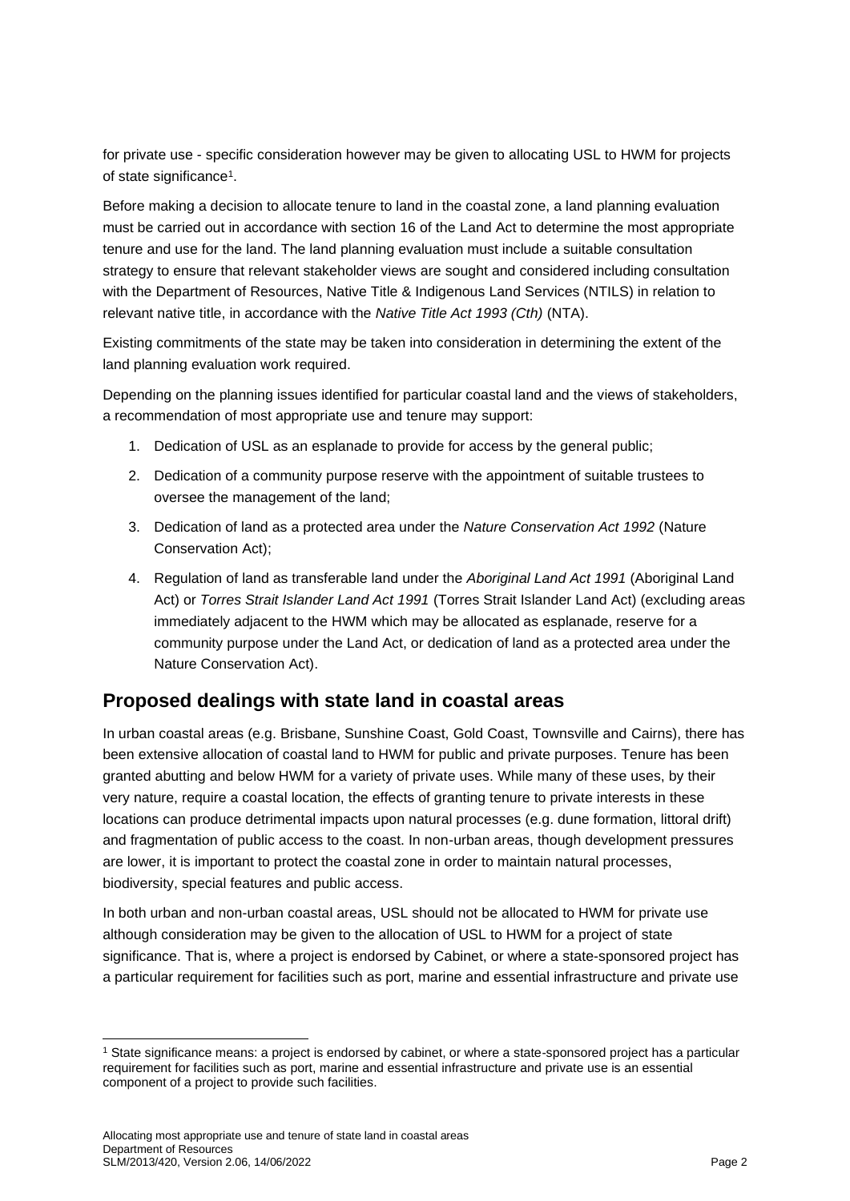for private use - specific consideration however may be given to allocating USL to HWM for projects of state significance[1].

Before making a decision to allocate tenure to land in the coastal zone, a land planning evaluation must be carried out in accordance with section 16 of the Land Act to determine the most appropriate tenure and use for the land. The land planning evaluation must include a suitable consultation strategy to ensure that relevant stakeholder views are sought and considered including consultation with the Department of Resources, Native Title & Indigenous Land Services (NTILS) in relation to relevant native title, in accordance with the *Native Title Act 1993 (Cth)* (NTA).

Existing commitments of the state may be taken into consideration in determining the extent of the land planning evaluation work required.

Depending on the planning issues identified for particular coastal land and the views of stakeholders, a recommendation of most appropriate use and tenure may support:

1. Dedication of USL as an esplanade to provide for access by the general public;
2. Dedication of a community purpose reserve with the appointment of suitable trustees to oversee the management of the land;
3. Dedication of land as a protected area under the *Nature Conservation Act 1992* (Nature Conservation Act);
4. Regulation of land as transferable land under the *Aboriginal Land Act 1991* (Aboriginal Land Act) or *Torres Strait Islander Land Act 1991* (Torres Strait Islander Land Act) (excluding areas immediately adjacent to the HWM which may be allocated as esplanade, reserve for a community purpose under the Land Act, or dedication of land as a protected area under the Nature Conservation Act).

## Proposed dealings with state land in coastal areas

In urban coastal areas (e.g. Brisbane, Sunshine Coast, Gold Coast, Townsville and Cairns), there has been extensive allocation of coastal land to HWM for public and private purposes. Tenure has been granted abutting and below HWM for a variety of private uses. While many of these uses, by their very nature, require a coastal location, the effects of granting tenure to private interests in these locations can produce detrimental impacts upon natural processes (e.g. dune formation, littoral drift) and fragmentation of public access to the coast. In non-urban areas, though development pressures are lower, it is important to protect the coastal zone in order to maintain natural processes, biodiversity, special features and public access.

In both urban and non-urban coastal areas, USL should not be allocated to HWM for private use although consideration may be given to the allocation of USL to HWM for a project of state significance. That is, where a project is endorsed by Cabinet, or where a state-sponsored project has a particular requirement for facilities such as port, marine and essential infrastructure and private use

[1] State significance means: a project is endorsed by cabinet, or where a state-sponsored project has a particular requirement for facilities such as port, marine and essential infrastructure and private use is an essential component of a project to provide such facilities.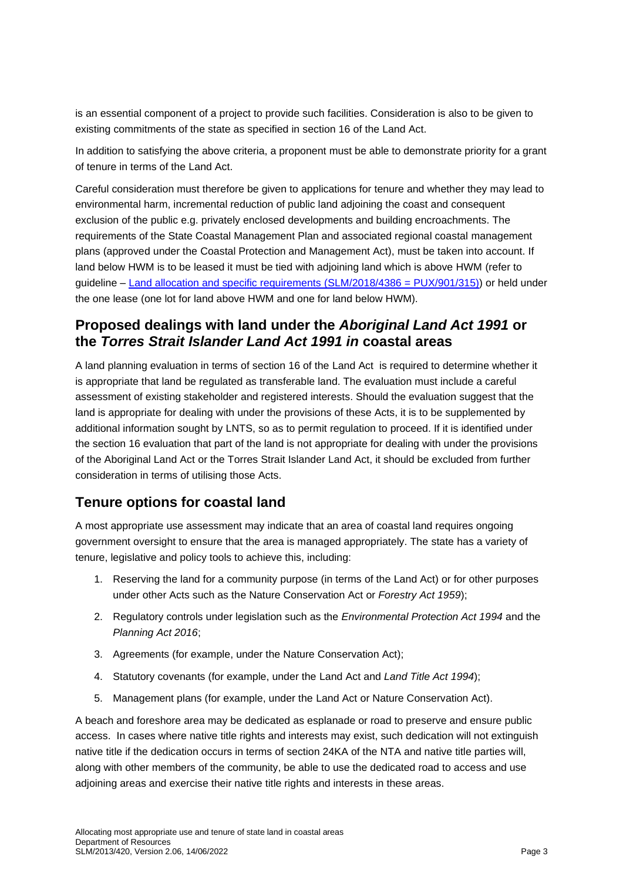is an essential component of a project to provide such facilities. Consideration is also to be given to existing commitments of the state as specified in section 16 of the Land Act.

In addition to satisfying the above criteria, a proponent must be able to demonstrate priority for a grant of tenure in terms of the Land Act.

Careful consideration must therefore be given to applications for tenure and whether they may lead to environmental harm, incremental reduction of public land adjoining the coast and consequent exclusion of the public e.g. privately enclosed developments and building encroachments. The requirements of the State Coastal Management Plan and associated regional coastal management plans (approved under the Coastal Protection and Management Act), must be taken into account. If land below HWM is to be leased it must be tied with adjoining land which is above HWM (refer to guideline – [Land allocation and specific requirements (SLM/2018/4386 = PUX/901/315)]) or held under the one lease (one lot for land above HWM and one for land below HWM).

## Proposed dealings with land under the *Aboriginal Land Act 1991* or the *Torres Strait Islander Land Act 1991 in* coastal areas

A land planning evaluation in terms of section 16 of the Land Act is required to determine whether it is appropriate that land be regulated as transferable land. The evaluation must include a careful assessment of existing stakeholder and registered interests. Should the evaluation suggest that the land is appropriate for dealing with under the provisions of these Acts, it is to be supplemented by additional information sought by LNTS, so as to permit regulation to proceed. If it is identified under the section 16 evaluation that part of the land is not appropriate for dealing with under the provisions of the Aboriginal Land Act or the Torres Strait Islander Land Act, it should be excluded from further consideration in terms of utilising those Acts.

## Tenure options for coastal land

A most appropriate use assessment may indicate that an area of coastal land requires ongoing government oversight to ensure that the area is managed appropriately. The state has a variety of tenure, legislative and policy tools to achieve this, including:

1. Reserving the land for a community purpose (in terms of the Land Act) or for other purposes under other Acts such as the Nature Conservation Act or *Forestry Act 1959*);
2. Regulatory controls under legislation such as the *Environmental Protection Act 1994* and the *Planning Act 2016*;
3. Agreements (for example, under the Nature Conservation Act);
4. Statutory covenants (for example, under the Land Act and *Land Title Act 1994*);
5. Management plans (for example, under the Land Act or Nature Conservation Act).

A beach and foreshore area may be dedicated as esplanade or road to preserve and ensure public access. In cases where native title rights and interests may exist, such dedication will not extinguish native title if the dedication occurs in terms of section 24KA of the NTA and native title parties will, along with other members of the community, be able to use the dedicated road to access and use adjoining areas and exercise their native title rights and interests in these areas.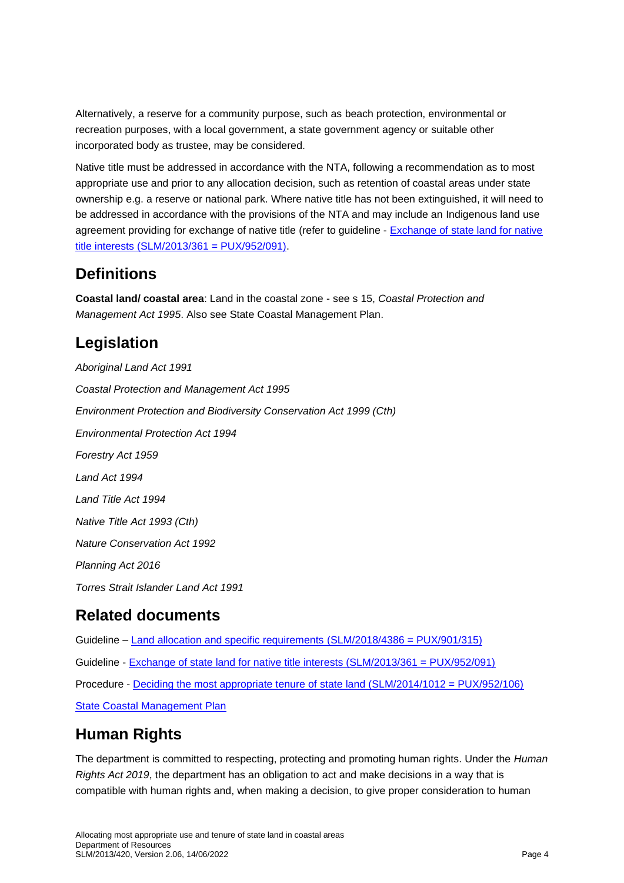Alternatively, a reserve for a community purpose, such as beach protection, environmental or recreation purposes, with a local government, a state government agency or suitable other incorporated body as trustee, may be considered.

Native title must be addressed in accordance with the NTA, following a recommendation as to most appropriate use and prior to any allocation decision, such as retention of coastal areas under state ownership e.g. a reserve or national park. Where native title has not been extinguished, it will need to be addressed in accordance with the provisions of the NTA and may include an Indigenous land use agreement providing for exchange of native title (refer to guideline - [Exchange of state land for native title interests (SLM/2013/361 = PUX/952/091)](). 

## Definitions

**Coastal land/ coastal area**: Land in the coastal zone - see s 15, *Coastal Protection and Management Act 1995*. Also see State Coastal Management Plan.

## Legislation

*Aboriginal Land Act 1991*

*Coastal Protection and Management Act 1995*

*Environment Protection and Biodiversity Conservation Act 1999 (Cth)*

*Environmental Protection Act 1994*

*Forestry Act 1959*

*Land Act 1994*

*Land Title Act 1994*

*Native Title Act 1993 (Cth)*

*Nature Conservation Act 1992*

*Planning Act 2016*

*Torres Strait Islander Land Act 1991*

## Related documents

Guideline – Land allocation and specific requirements (SLM/2018/4386 = PUX/901/315)

Guideline - Exchange of state land for native title interests (SLM/2013/361 = PUX/952/091)

Procedure - Deciding the most appropriate tenure of state land (SLM/2014/1012 = PUX/952/106)

State Coastal Management Plan

## Human Rights

The department is committed to respecting, protecting and promoting human rights. Under the *Human Rights Act 2019*, the department has an obligation to act and make decisions in a way that is compatible with human rights and, when making a decision, to give proper consideration to human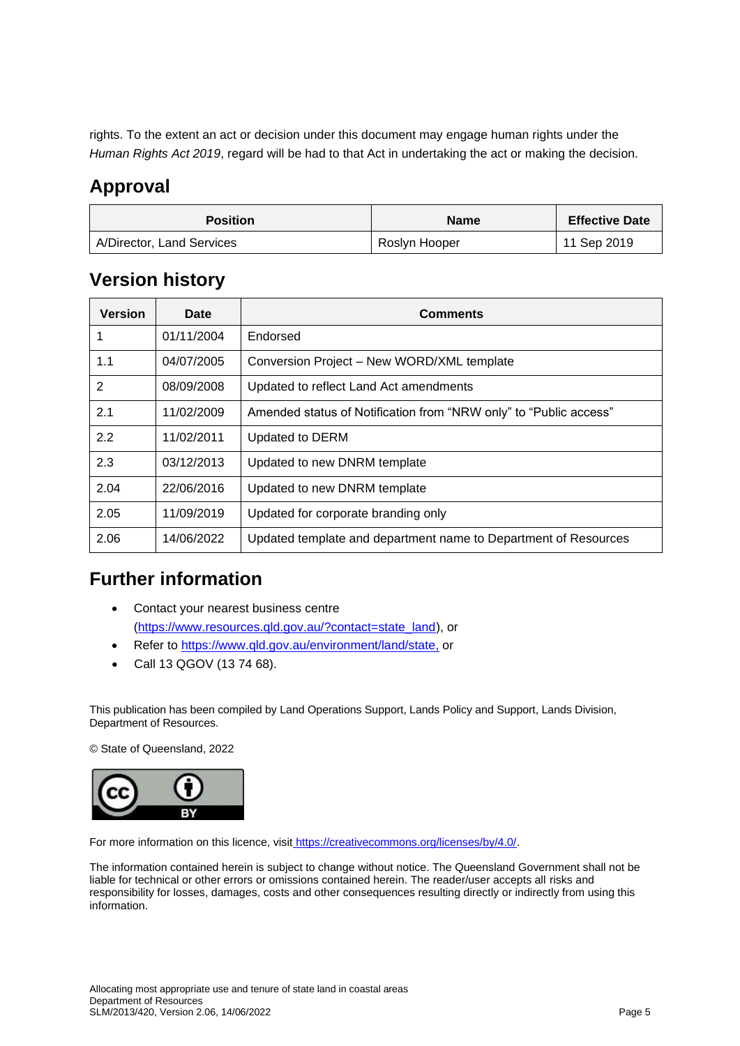rights. To the extent an act or decision under this document may engage human rights under the *Human Rights Act 2019*, regard will be had to that Act in undertaking the act or making the decision.

## Approval

| Position | Name | Effective Date |
| --- | --- | --- |
| A/Director, Land Services | Roslyn Hooper | 11 Sep 2019 |

## Version history

| Version | Date | Comments |
| --- | --- | --- |
| 1 | 01/11/2004 | Endorsed |
| 1.1 | 04/07/2005 | Conversion Project – New WORD/XML template |
| 2 | 08/09/2008 | Updated to reflect Land Act amendments |
| 2.1 | 11/02/2009 | Amended status of Notification from "NRW only" to "Public access" |
| 2.2 | 11/02/2011 | Updated to DERM |
| 2.3 | 03/12/2013 | Updated to new DNRM template |
| 2.04 | 22/06/2016 | Updated to new DNRM template |
| 2.05 | 11/09/2019 | Updated for corporate branding only |
| 2.06 | 14/06/2022 | Updated template and department name to Department of Resources |

## Further information

- Contact your nearest business centre (https://www.resources.qld.gov.au/?contact=state_land), or
- Refer to https://www.qld.gov.au/environment/land/state, or
- Call 13 QGOV (13 74 68).

This publication has been compiled by Land Operations Support, Lands Policy and Support, Lands Division, Department of Resources.

© State of Queensland, 2022

For more information on this licence, visit https://creativecommons.org/licenses/by/4.0/.

The information contained herein is subject to change without notice. The Queensland Government shall not be liable for technical or other errors or omissions contained herein. The reader/user accepts all risks and responsibility for losses, damages, costs and other consequences resulting directly or indirectly from using this information.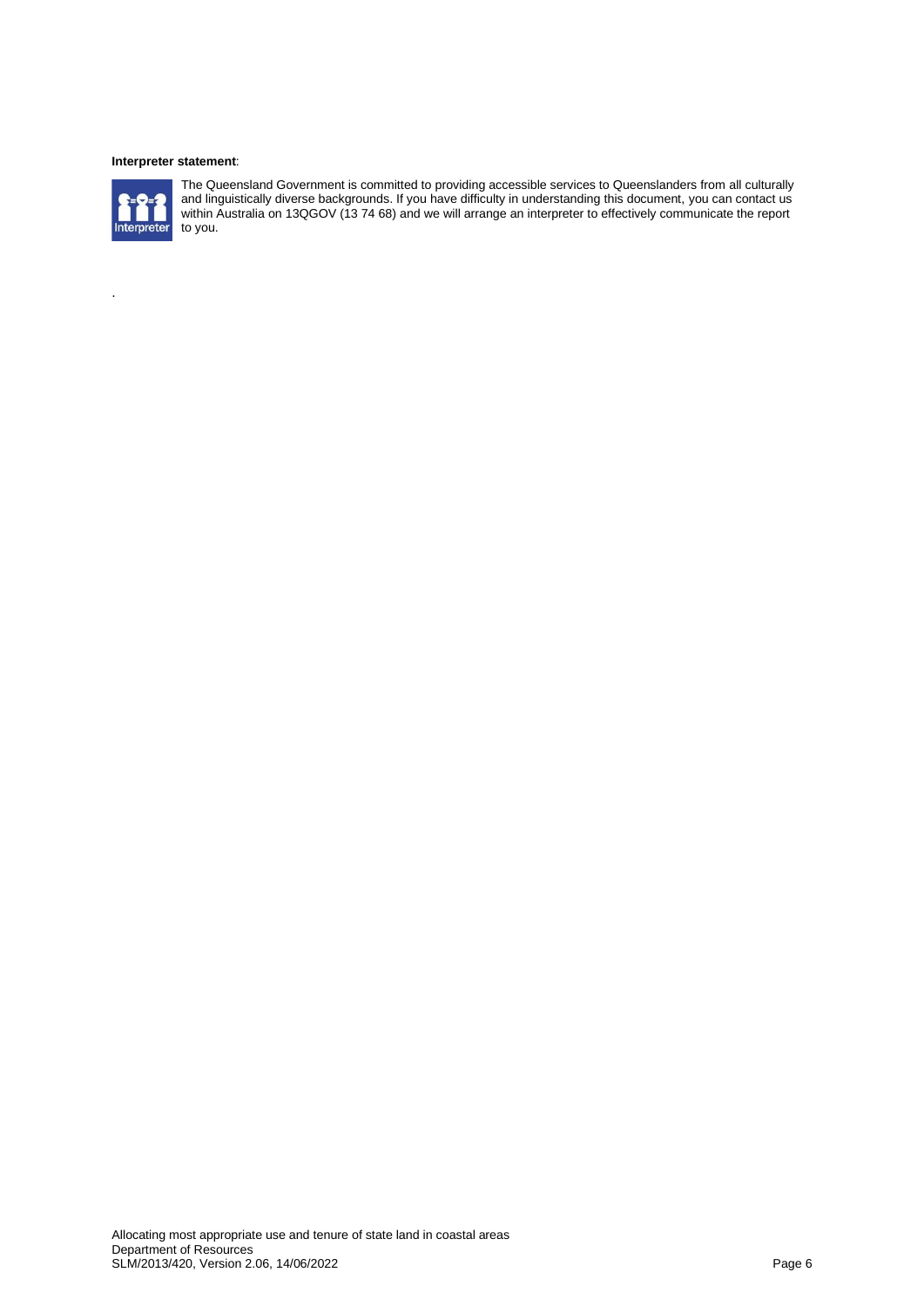**Interpreter statement**:

The Queensland Government is committed to providing accessible services to Queenslanders from all culturally and linguistically diverse backgrounds. If you have difficulty in understanding this document, you can contact us within Australia on 13QGOV (13 74 68) and we will arrange an interpreter to effectively communicate the report to you.

.